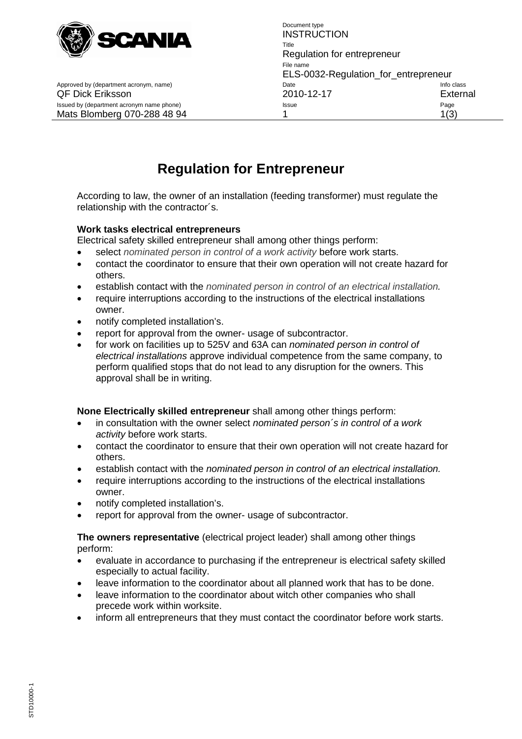| | Document type | |
|---|---|---|
| | INSTRUCTION | |
| | Title | |
| | Regulation for entrepreneur | |
| | File name | |
| | ELS-0032-Regulation_for_entrepreneur | |
| Approved by (department acronym, name) | Date | Info class |
| QF Dick Eriksson | 2010-12-17 | External |
| Issued by (department acronym name phone) | Issue | |
| Mats Blomberg 070-288 48 94 | 1 | |

# Regulation for Entrepreneur

According to law, the owner of an installation (feeding transformer) must regulate the relationship with the contractor´s.

**Work tasks electrical entrepreneurs**
Electrical safety skilled entrepreneur shall among other things perform:

- select *nominated person in control of a work activity* before work starts.
- contact the coordinator to ensure that their own operation will not create hazard for others.
- establish contact with the *nominated person in control of an electrical installation.*
- require interruptions according to the instructions of the electrical installations owner.
- notify completed installation's.
- report for approval from the owner- usage of subcontractor.
- for work on facilities up to 525V and 63A can *nominated person in control of electrical installations* approve individual competence from the same company, to perform qualified stops that do not lead to any disruption for the owners. This approval shall be in writing.

**None Electrically skilled entrepreneur** shall among other things perform:

- in consultation with the owner select *nominated person´s in control of a work activity* before work starts.
- contact the coordinator to ensure that their own operation will not create hazard for others.
- establish contact with the *nominated person in control of an electrical installation.*
- require interruptions according to the instructions of the electrical installations owner.
- notify completed installation's.
- report for approval from the owner- usage of subcontractor.

**The owners representative** (electrical project leader) shall among other things perform:

- evaluate in accordance to purchasing if the entrepreneur is electrical safety skilled especially to actual facility.
- leave information to the coordinator about all planned work that has to be done.
- leave information to the coordinator about witch other companies who shall precede work within worksite.
- inform all entrepreneurs that they must contact the coordinator before work starts.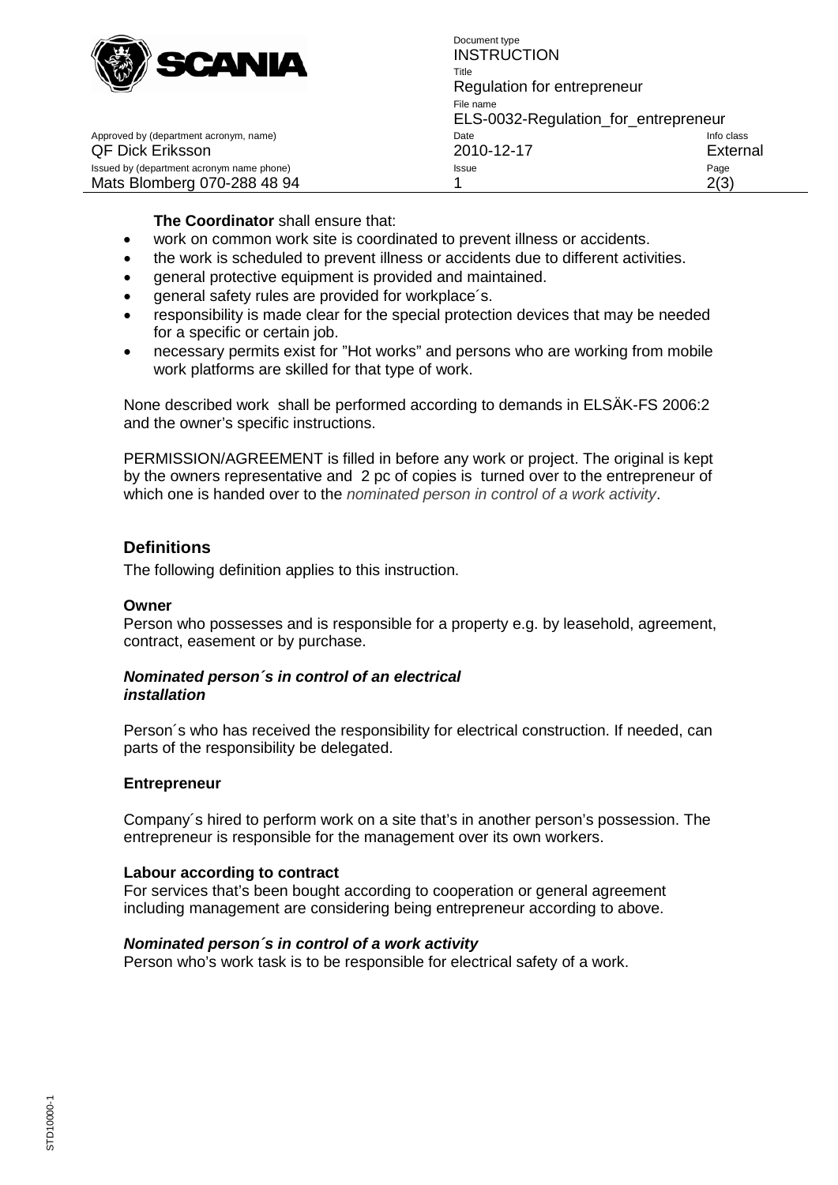**The Coordinator** shall ensure that:

- work on common work site is coordinated to prevent illness or accidents.
- the work is scheduled to prevent illness or accidents due to different activities.
- general protective equipment is provided and maintained.
- general safety rules are provided for workplace´s.
- responsibility is made clear for the special protection devices that may be needed for a specific or certain job.
- necessary permits exist for "Hot works" and persons who are working from mobile work platforms are skilled for that type of work.

None described work shall be performed according to demands in ELSÄK-FS 2006:2 and the owner's specific instructions.

PERMISSION/AGREEMENT is filled in before any work or project. The original is kept by the owners representative and 2 pc of copies is turned over to the entrepreneur of which one is handed over to the *nominated person in control of a work activity*.

## Definitions

The following definition applies to this instruction.

**Owner**
Person who possesses and is responsible for a property e.g. by leasehold, agreement, contract, easement or by purchase.

***Nominated person´s in control of an electrical installation***

Person´s who has received the responsibility for electrical construction. If needed, can parts of the responsibility be delegated.

**Entrepreneur**

Company´s hired to perform work on a site that's in another person's possession. The entrepreneur is responsible for the management over its own workers.

**Labour according to contract**
For services that's been bought according to cooperation or general agreement including management are considering being entrepreneur according to above.

***Nominated person´s in control of a work activity***
Person who's work task is to be responsible for electrical safety of a work.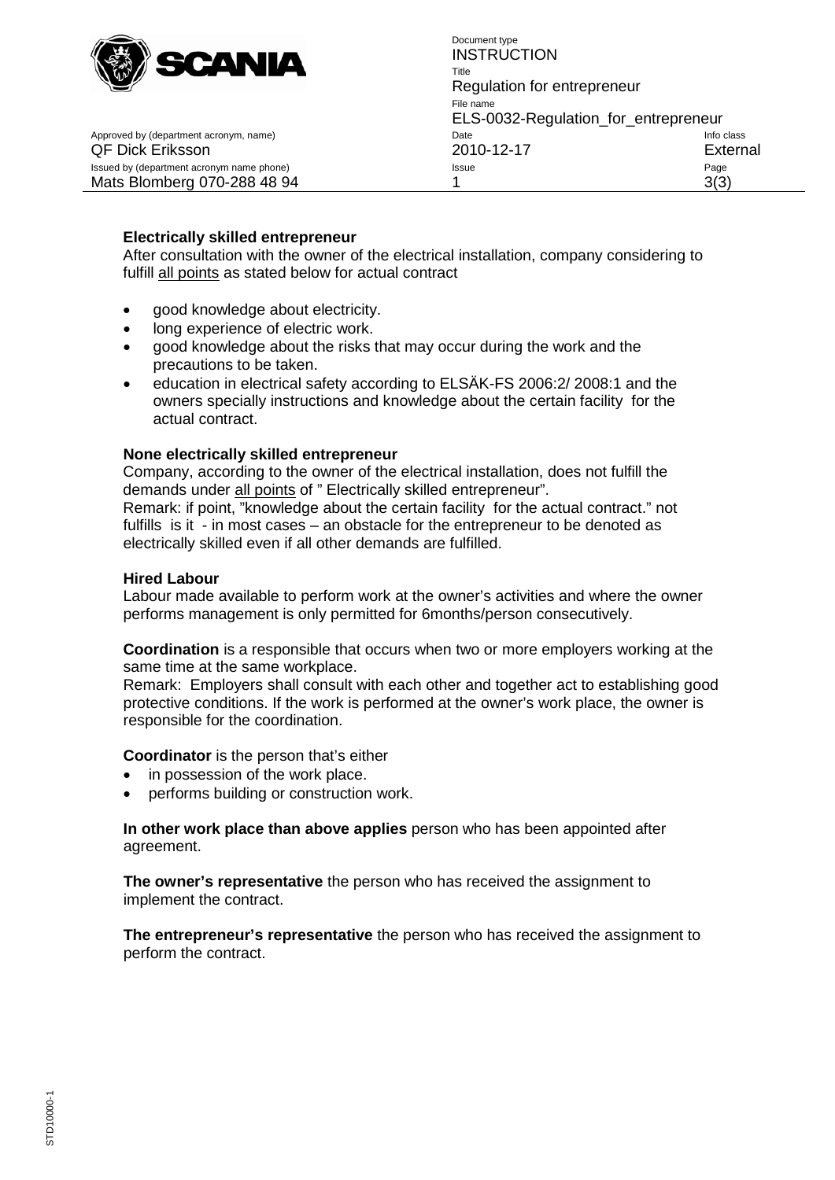**Electrically skilled entrepreneur**
After consultation with the owner of the electrical installation, company considering to fulfill all points as stated below for actual contract

- good knowledge about electricity.
- long experience of electric work.
- good knowledge about the risks that may occur during the work and the precautions to be taken.
- education in electrical safety according to ELSÄK-FS 2006:2/ 2008:1 and the owners specially instructions and knowledge about the certain facility for the actual contract.

**None electrically skilled entrepreneur**
Company, according to the owner of the electrical installation, does not fulfill the demands under all points of " Electrically skilled entrepreneur".
Remark: if point, "knowledge about the certain facility for the actual contract." not fulfills is it - in most cases – an obstacle for the entrepreneur to be denoted as electrically skilled even if all other demands are fulfilled.

**Hired Labour**
Labour made available to perform work at the owner's activities and where the owner performs management is only permitted for 6months/person consecutively.

**Coordination** is a responsible that occurs when two or more employers working at the same time at the same workplace.
Remark: Employers shall consult with each other and together act to establishing good protective conditions. If the work is performed at the owner's work place, the owner is responsible for the coordination.

**Coordinator** is the person that's either

- in possession of the work place.
- performs building or construction work.

**In other work place than above applies** person who has been appointed after agreement.

**The owner's representative** the person who has received the assignment to implement the contract.

**The entrepreneur's representative** the person who has received the assignment to perform the contract.